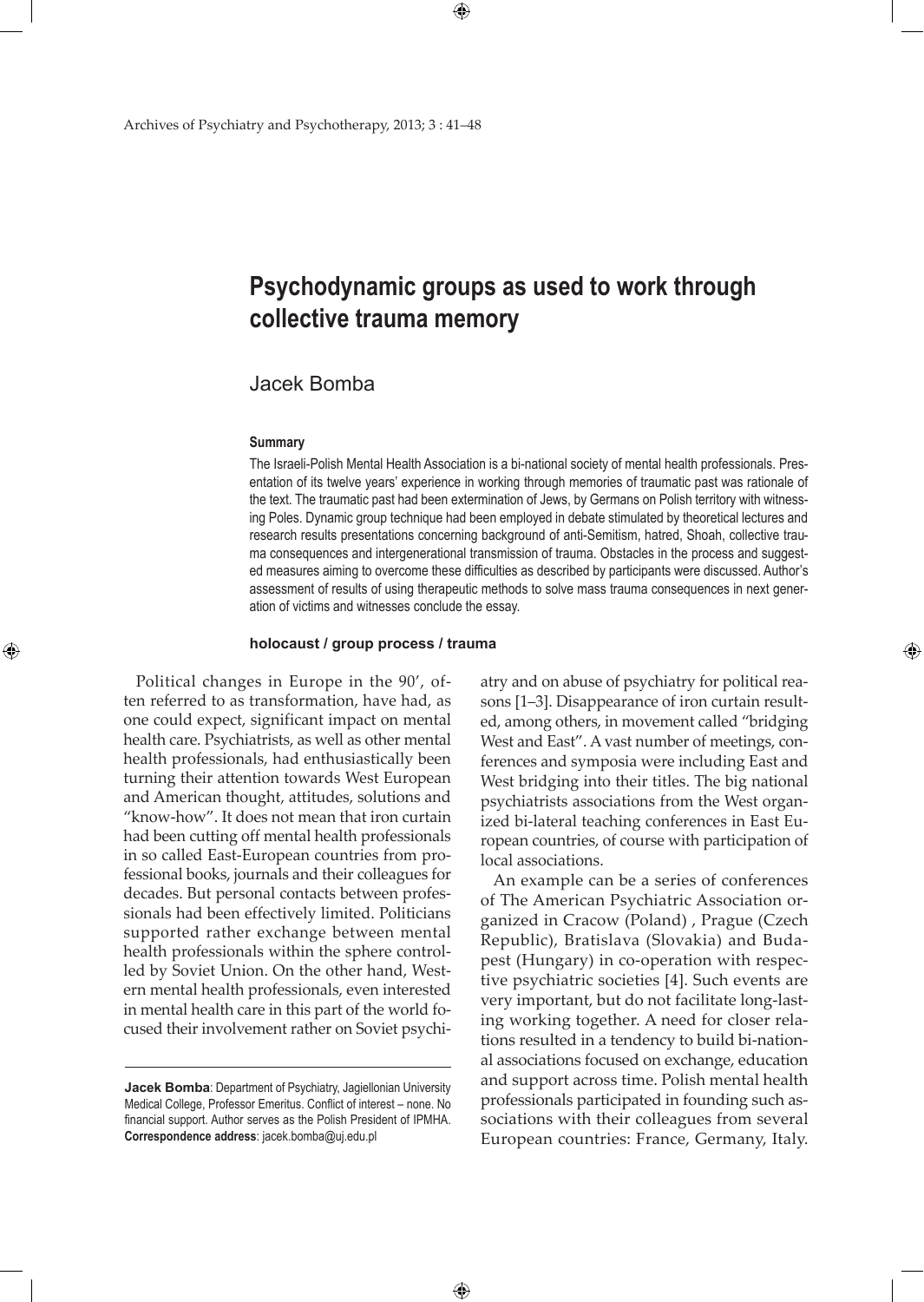# Psychodynamic groups as used to work through collective trauma memory

Jacek Bomba

**Summary**

The Israeli-Polish Mental Health Association is a bi-national society of mental health professionals. Presentation of its twelve years' experience in working through memories of traumatic past was rationale of the text. The traumatic past had been extermination of Jews, by Germans on Polish territory with witnessing Poles. Dynamic group technique had been employed in debate stimulated by theoretical lectures and research results presentations concerning background of anti-Semitism, hatred, Shoah, collective trauma consequences and intergenerational transmission of trauma. Obstacles in the process and suggested measures aiming to overcome these difficulties as described by participants were discussed. Author's assessment of results of using therapeutic methods to solve mass trauma consequences in next generation of victims and witnesses conclude the essay.

**holocaust / group process / trauma**

Political changes in Europe in the 90', often referred to as transformation, have had, as one could expect, significant impact on mental health care. Psychiatrists, as well as other mental health professionals, had enthusiastically been turning their attention towards West European and American thought, attitudes, solutions and "know-how". It does not mean that iron curtain had been cutting off mental health professionals in so called East-European countries from professional books, journals and their colleagues for decades. But personal contacts between professionals had been effectively limited. Politicians supported rather exchange between mental health professionals within the sphere controlled by Soviet Union. On the other hand, Western mental health professionals, even interested in mental health care in this part of the world focused their involvement rather on Soviet psychiatry and on abuse of psychiatry for political reasons [1–3]. Disappearance of iron curtain resulted, among others, in movement called "bridging West and East". A vast number of meetings, conferences and symposia were including East and West bridging into their titles. The big national psychiatrists associations from the West organized bi-lateral teaching conferences in East European countries, of course with participation of local associations.

An example can be a series of conferences of The American Psychiatric Association organized in Cracow (Poland) , Prague (Czech Republic), Bratislava (Slovakia) and Budapest (Hungary) in co-operation with respective psychiatric societies [4]. Such events are very important, but do not facilitate long-lasting working together. A need for closer relations resulted in a tendency to build bi-national associations focused on exchange, education and support across time. Polish mental health professionals participated in founding such associations with their colleagues from several European countries: France, Germany, Italy.

---

**Jacek Bomba**: Department of Psychiatry, Jagiellonian University Medical College, Professor Emeritus. Conflict of interest – none. No financial support. Author serves as the Polish President of IPMHA. **Correspondence address**: jacek.bomba@uj.edu.pl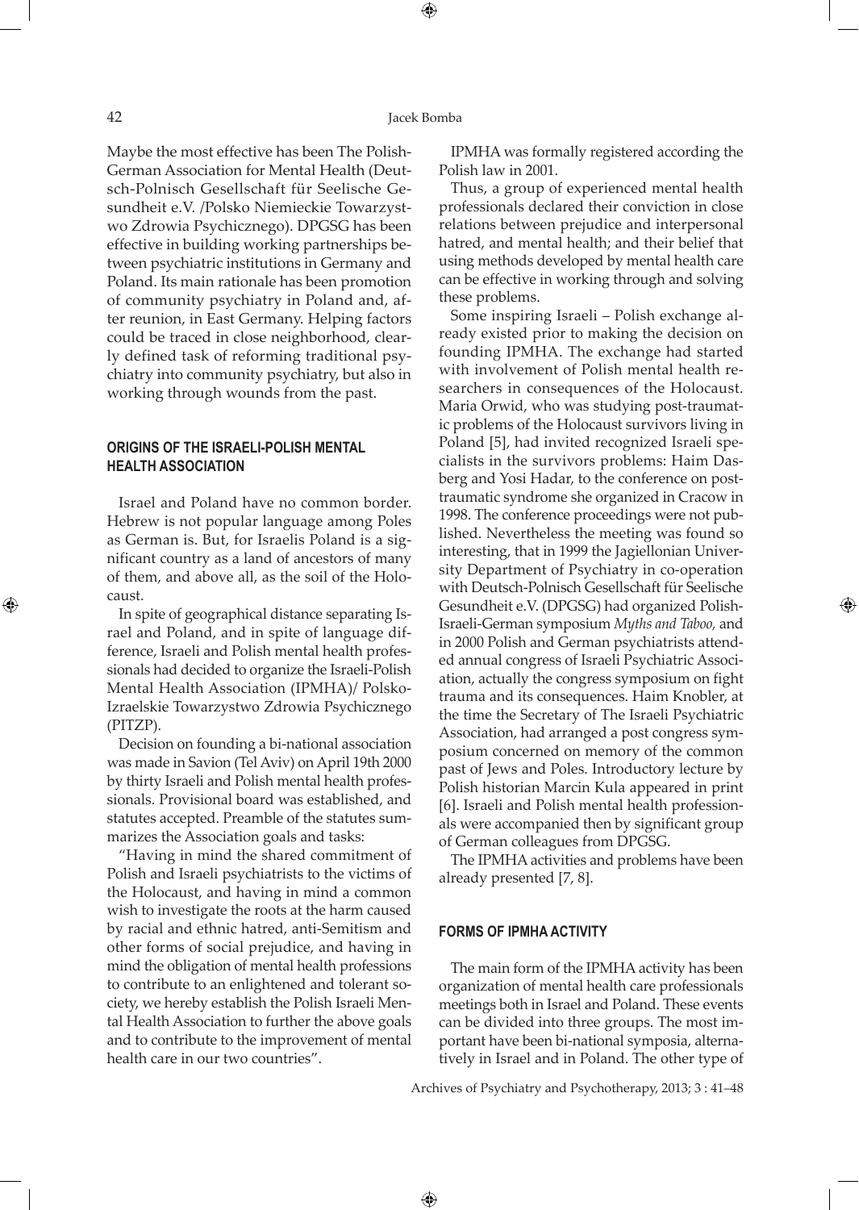Maybe the most effective has been The Polish-German Association for Mental Health (Deutsch-Polnisch Gesellschaft für Seelische Gesundheit e.V. /Polsko Niemieckie Towarzystwo Zdrowia Psychicznego). DPGSG has been effective in building working partnerships between psychiatric institutions in Germany and Poland. Its main rationale has been promotion of community psychiatry in Poland and, after reunion, in East Germany. Helping factors could be traced in close neighborhood, clearly defined task of reforming traditional psychiatry into community psychiatry, but also in working through wounds from the past.

## ORIGINS OF THE ISRAELI-POLISH MENTAL HEALTH ASSOCIATION

Israel and Poland have no common border. Hebrew is not popular language among Poles as German is. But, for Israelis Poland is a significant country as a land of ancestors of many of them, and above all, as the soil of the Holocaust.

In spite of geographical distance separating Israel and Poland, and in spite of language difference, Israeli and Polish mental health professionals had decided to organize the Israeli-Polish Mental Health Association (IPMHA)/ Polsko-Izraelskie Towarzystwo Zdrowia Psychicznego (PITZP).

Decision on founding a bi-national association was made in Savion (Tel Aviv) on April 19th 2000 by thirty Israeli and Polish mental health professionals. Provisional board was established, and statutes accepted. Preamble of the statutes summarizes the Association goals and tasks:

"Having in mind the shared commitment of Polish and Israeli psychiatrists to the victims of the Holocaust, and having in mind a common wish to investigate the roots at the harm caused by racial and ethnic hatred, anti-Semitism and other forms of social prejudice, and having in mind the obligation of mental health professions to contribute to an enlightened and tolerant society, we hereby establish the Polish Israeli Mental Health Association to further the above goals and to contribute to the improvement of mental health care in our two countries".

IPMHA was formally registered according the Polish law in 2001.

Thus, a group of experienced mental health professionals declared their conviction in close relations between prejudice and interpersonal hatred, and mental health; and their belief that using methods developed by mental health care can be effective in working through and solving these problems.

Some inspiring Israeli – Polish exchange already existed prior to making the decision on founding IPMHA. The exchange had started with involvement of Polish mental health researchers in consequences of the Holocaust. Maria Orwid, who was studying post-traumatic problems of the Holocaust survivors living in Poland [5], had invited recognized Israeli specialists in the survivors problems: Haim Dasberg and Yosi Hadar, to the conference on post-traumatic syndrome she organized in Cracow in 1998. The conference proceedings were not published. Nevertheless the meeting was found so interesting, that in 1999 the Jagiellonian University Department of Psychiatry in co-operation with Deutsch-Polnisch Gesellschaft für Seelische Gesundheit e.V. (DPGSG) had organized Polish-Israeli-German symposium *Myths and Taboo,* and in 2000 Polish and German psychiatrists attended annual congress of Israeli Psychiatric Association, actually the congress symposium on fight trauma and its consequences. Haim Knobler, at the time the Secretary of The Israeli Psychiatric Association, had arranged a post congress symposium concerned on memory of the common past of Jews and Poles. Introductory lecture by Polish historian Marcin Kula appeared in print [6]. Israeli and Polish mental health professionals were accompanied then by significant group of German colleagues from DPGSG.

The IPMHA activities and problems have been already presented [7, 8].

## FORMS OF IPMHA ACTIVITY

The main form of the IPMHA activity has been organization of mental health care professionals meetings both in Israel and Poland. These events can be divided into three groups. The most important have been bi-national symposia, alternatively in Israel and in Poland. The other type of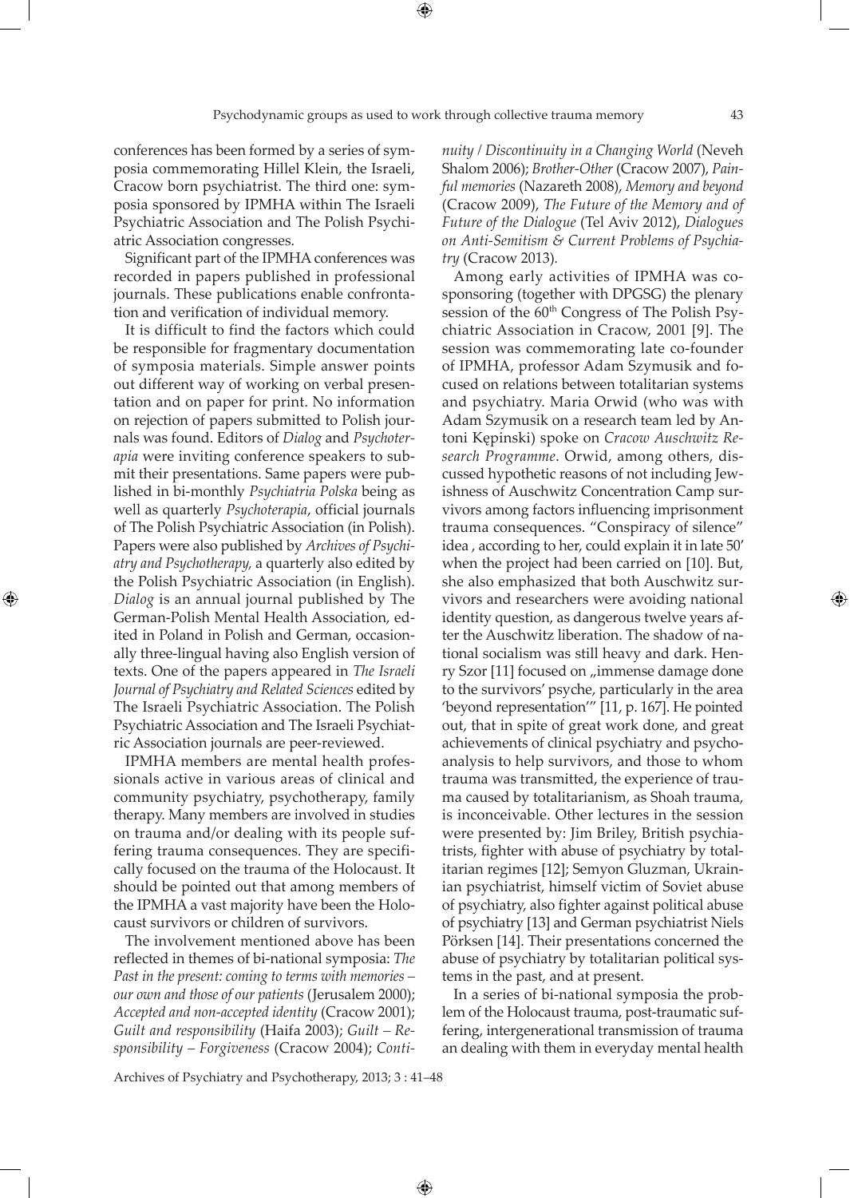conferences has been formed by a series of symposia commemorating Hillel Klein, the Israeli, Cracow born psychiatrist. The third one: symposia sponsored by IPMHA within The Israeli Psychiatric Association and The Polish Psychiatric Association congresses.

Significant part of the IPMHA conferences was recorded in papers published in professional journals. These publications enable confrontation and verification of individual memory.

It is difficult to find the factors which could be responsible for fragmentary documentation of symposia materials. Simple answer points out different way of working on verbal presentation and on paper for print. No information on rejection of papers submitted to Polish journals was found. Editors of *Dialog* and *Psychoterapia* were inviting conference speakers to submit their presentations. Same papers were published in bi-monthly *Psychiatria Polska* being as well as quarterly *Psychoterapia*, official journals of The Polish Psychiatric Association (in Polish). Papers were also published by *Archives of Psychiatry and Psychotherapy,* a quarterly also edited by the Polish Psychiatric Association (in English). *Dialog* is an annual journal published by The German-Polish Mental Health Association, edited in Poland in Polish and German, occasionally three-lingual having also English version of texts. One of the papers appeared in *The Israeli Journal of Psychiatry and Related Sciences* edited by The Israeli Psychiatric Association. The Polish Psychiatric Association and The Israeli Psychiatric Association journals are peer-reviewed.

IPMHA members are mental health professionals active in various areas of clinical and community psychiatry, psychotherapy, family therapy. Many members are involved in studies on trauma and/or dealing with its people suffering trauma consequences. They are specifically focused on the trauma of the Holocaust. It should be pointed out that among members of the IPMHA a vast majority have been the Holocaust survivors or children of survivors.

The involvement mentioned above has been reflected in themes of bi-national symposia: *The Past in the present: coming to terms with memories – our own and those of our patients* (Jerusalem 2000); *Accepted and non-accepted identity* (Cracow 2001); *Guilt and responsibility* (Haifa 2003); *Guilt – Responsibility – Forgiveness* (Cracow 2004); *Continuity / Discontinuity in a Changing World* (Neveh Shalom 2006); *Brother-Other* (Cracow 2007), *Painful memories* (Nazareth 2008), *Memory and beyond* (Cracow 2009), *The Future of the Memory and of Future of the Dialogue* (Tel Aviv 2012), *Dialogues on Anti-Semitism & Current Problems of Psychiatry* (Cracow 2013).

Among early activities of IPMHA was co-sponsoring (together with DPGSG) the plenary session of the 60th Congress of The Polish Psychiatric Association in Cracow, 2001 [9]. The session was commemorating late co-founder of IPMHA, professor Adam Szymusik and focused on relations between totalitarian systems and psychiatry. Maria Orwid (who was with Adam Szymusik on a research team led by Antoni Kępinski) spoke on *Cracow Auschwitz Research Programme*. Orwid, among others, discussed hypothetic reasons of not including Jewishness of Auschwitz Concentration Camp survivors among factors influencing imprisonment trauma consequences. "Conspiracy of silence" idea , according to her, could explain it in late 50' when the project had been carried on [10]. But, she also emphasized that both Auschwitz survivors and researchers were avoiding national identity question, as dangerous twelve years after the Auschwitz liberation. The shadow of national socialism was still heavy and dark. Henry Szor [11] focused on „immense damage done to the survivors' psyche, particularly in the area 'beyond representation'" [11, p. 167]. He pointed out, that in spite of great work done, and great achievements of clinical psychiatry and psychoanalysis to help survivors, and those to whom trauma was transmitted, the experience of trauma caused by totalitarianism, as Shoah trauma, is inconceivable. Other lectures in the session were presented by: Jim Briley, British psychiatrists, fighter with abuse of psychiatry by totalitarian regimes [12]; Semyon Gluzman, Ukrainian psychiatrist, himself victim of Soviet abuse of psychiatry, also fighter against political abuse of psychiatry [13] and German psychiatrist Niels Pörksen [14]. Their presentations concerned the abuse of psychiatry by totalitarian political systems in the past, and at present.

In a series of bi-national symposia the problem of the Holocaust trauma, post-traumatic suffering, intergenerational transmission of trauma an dealing with them in everyday mental health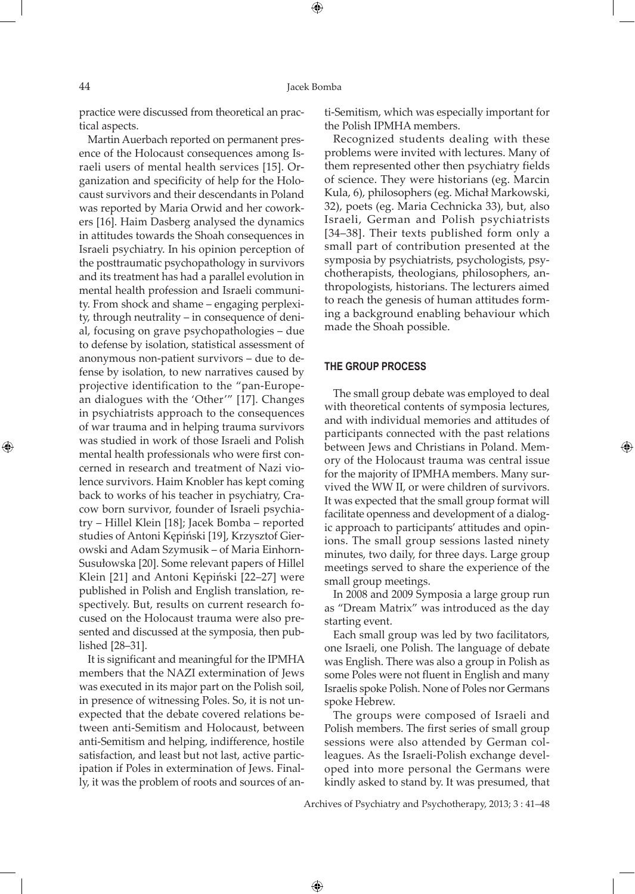practice were discussed from theoretical an practical aspects.

Martin Auerbach reported on permanent presence of the Holocaust consequences among Israeli users of mental health services [15]. Organization and specificity of help for the Holocaust survivors and their descendants in Poland was reported by Maria Orwid and her coworkers [16]. Haim Dasberg analysed the dynamics in attitudes towards the Shoah consequences in Israeli psychiatry. In his opinion perception of the posttraumatic psychopathology in survivors and its treatment has had a parallel evolution in mental health profession and Israeli community. From shock and shame – engaging perplexity, through neutrality – in consequence of denial, focusing on grave psychopathologies – due to defense by isolation, statistical assessment of anonymous non-patient survivors – due to defense by isolation, to new narratives caused by projective identification to the "pan-European dialogues with the 'Other'" [17]. Changes in psychiatrists approach to the consequences of war trauma and in helping trauma survivors was studied in work of those Israeli and Polish mental health professionals who were first concerned in research and treatment of Nazi violence survivors. Haim Knobler has kept coming back to works of his teacher in psychiatry, Cracow born survivor, founder of Israeli psychiatry – Hillel Klein [18]; Jacek Bomba – reported studies of Antoni Kępiński [19], Krzysztof Gierowski and Adam Szymusik – of Maria Einhorn-Susułowska [20]. Some relevant papers of Hillel Klein [21] and Antoni Kępiński [22–27] were published in Polish and English translation, respectively. But, results on current research focused on the Holocaust trauma were also presented and discussed at the symposia, then published [28–31].

It is significant and meaningful for the IPMHA members that the NAZI extermination of Jews was executed in its major part on the Polish soil, in presence of witnessing Poles. So, it is not unexpected that the debate covered relations between anti-Semitism and Holocaust, between anti-Semitism and helping, indifference, hostile satisfaction, and least but not last, active participation if Poles in extermination of Jews. Finally, it was the problem of roots and sources of anti-Semitism, which was especially important for the Polish IPMHA members.

Recognized students dealing with these problems were invited with lectures. Many of them represented other then psychiatry fields of science. They were historians (eg. Marcin Kula, 6), philosophers (eg. Michał Markowski, 32), poets (eg. Maria Cechnicka 33), but, also Israeli, German and Polish psychiatrists [34–38]. Their texts published form only a small part of contribution presented at the symposia by psychiatrists, psychologists, psychotherapists, theologians, philosophers, anthropologists, historians. The lecturers aimed to reach the genesis of human attitudes forming a background enabling behaviour which made the Shoah possible.

## THE GROUP PROCESS

The small group debate was employed to deal with theoretical contents of symposia lectures, and with individual memories and attitudes of participants connected with the past relations between Jews and Christians in Poland. Memory of the Holocaust trauma was central issue for the majority of IPMHA members. Many survived the WW II, or were children of survivors. It was expected that the small group format will facilitate openness and development of a dialogic approach to participants' attitudes and opinions. The small group sessions lasted ninety minutes, two daily, for three days. Large group meetings served to share the experience of the small group meetings.

In 2008 and 2009 Symposia a large group run as "Dream Matrix" was introduced as the day starting event.

Each small group was led by two facilitators, one Israeli, one Polish. The language of debate was English. There was also a group in Polish as some Poles were not fluent in English and many Israelis spoke Polish. None of Poles nor Germans spoke Hebrew.

The groups were composed of Israeli and Polish members. The first series of small group sessions were also attended by German colleagues. As the Israeli-Polish exchange developed into more personal the Germans were kindly asked to stand by. It was presumed, that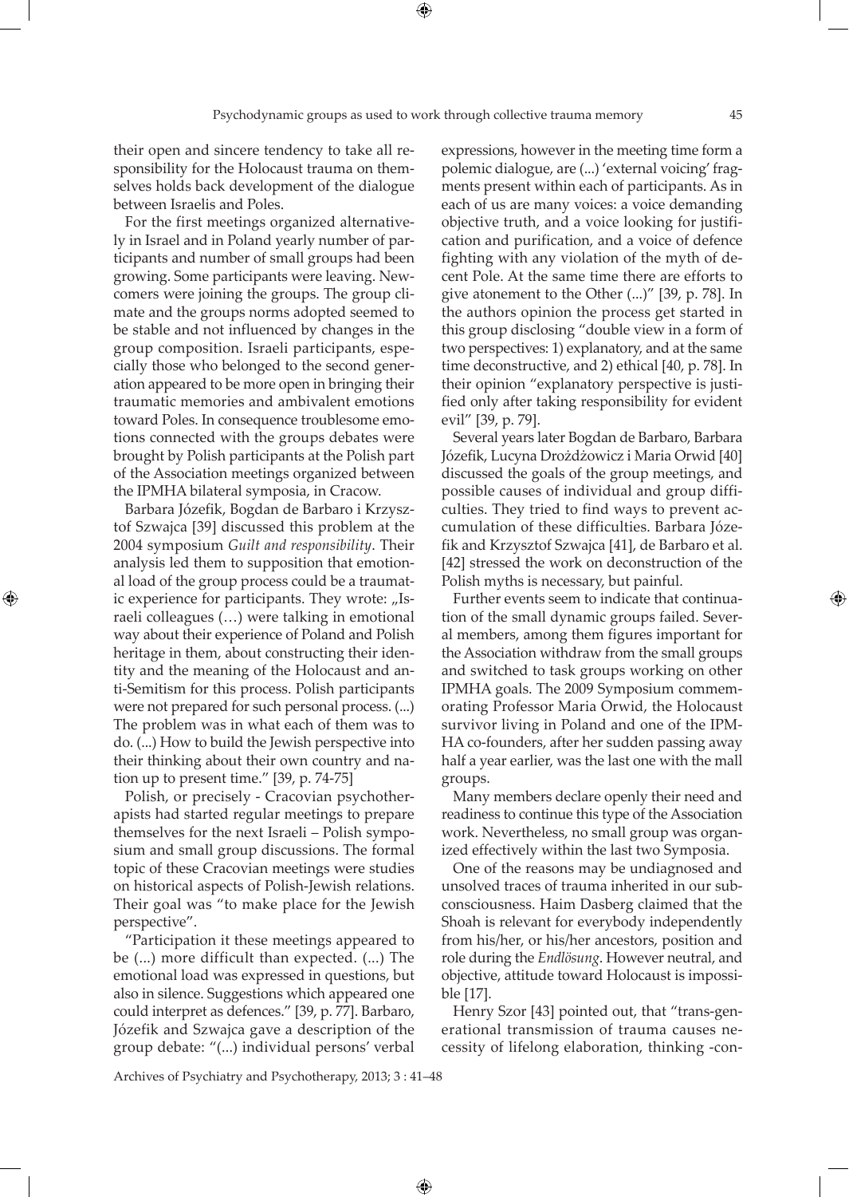their open and sincere tendency to take all responsibility for the Holocaust trauma on themselves holds back development of the dialogue between Israelis and Poles.

For the first meetings organized alternatively in Israel and in Poland yearly number of participants and number of small groups had been growing. Some participants were leaving. Newcomers were joining the groups. The group climate and the groups norms adopted seemed to be stable and not influenced by changes in the group composition. Israeli participants, especially those who belonged to the second generation appeared to be more open in bringing their traumatic memories and ambivalent emotions toward Poles. In consequence troublesome emotions connected with the groups debates were brought by Polish participants at the Polish part of the Association meetings organized between the IPMHA bilateral symposia, in Cracow.

Barbara Józefik, Bogdan de Barbaro i Krzysztof Szwajca [39] discussed this problem at the 2004 symposium *Guilt and responsibility*. Their analysis led them to supposition that emotional load of the group process could be a traumatic experience for participants. They wrote: „Israeli colleagues (…) were talking in emotional way about their experience of Poland and Polish heritage in them, about constructing their identity and the meaning of the Holocaust and anti-Semitism for this process. Polish participants were not prepared for such personal process. (...) The problem was in what each of them was to do. (...) How to build the Jewish perspective into their thinking about their own country and nation up to present time." [39, p. 74-75]

Polish, or precisely - Cracovian psychotherapists had started regular meetings to prepare themselves for the next Israeli – Polish symposium and small group discussions. The formal topic of these Cracovian meetings were studies on historical aspects of Polish-Jewish relations. Their goal was "to make place for the Jewish perspective".

"Participation it these meetings appeared to be (...) more difficult than expected. (...) The emotional load was expressed in questions, but also in silence. Suggestions which appeared one could interpret as defences." [39, p. 77]. Barbaro, Józefik and Szwajca gave a description of the group debate: "(...) individual persons' verbal expressions, however in the meeting time form a polemic dialogue, are (...) 'external voicing' fragments present within each of participants. As in each of us are many voices: a voice demanding objective truth, and a voice looking for justification and purification, and a voice of defence fighting with any violation of the myth of decent Pole. At the same time there are efforts to give atonement to the Other (...)" [39, p. 78]. In the authors opinion the process get started in this group disclosing "double view in a form of two perspectives: 1) explanatory, and at the same time deconstructive, and 2) ethical [40, p. 78]. In their opinion "explanatory perspective is justified only after taking responsibility for evident evil" [39, p. 79].

Several years later Bogdan de Barbaro, Barbara Józefik, Lucyna Drożdżowicz i Maria Orwid [40] discussed the goals of the group meetings, and possible causes of individual and group difficulties. They tried to find ways to prevent accumulation of these difficulties. Barbara Józefik and Krzysztof Szwajca [41], de Barbaro et al. [42] stressed the work on deconstruction of the Polish myths is necessary, but painful.

Further events seem to indicate that continuation of the small dynamic groups failed. Several members, among them figures important for the Association withdraw from the small groups and switched to task groups working on other IPMHA goals. The 2009 Symposium commemorating Professor Maria Orwid, the Holocaust survivor living in Poland and one of the IPMHA co-founders, after her sudden passing away half a year earlier, was the last one with the mall groups.

Many members declare openly their need and readiness to continue this type of the Association work. Nevertheless, no small group was organized effectively within the last two Symposia.

One of the reasons may be undiagnosed and unsolved traces of trauma inherited in our subconsciousness. Haim Dasberg claimed that the Shoah is relevant for everybody independently from his/her, or his/her ancestors, position and role during the *Endlösung*. However neutral, and objective, attitude toward Holocaust is impossible [17].

Henry Szor [43] pointed out, that "trans-generational transmission of trauma causes necessity of lifelong elaboration, thinking -con-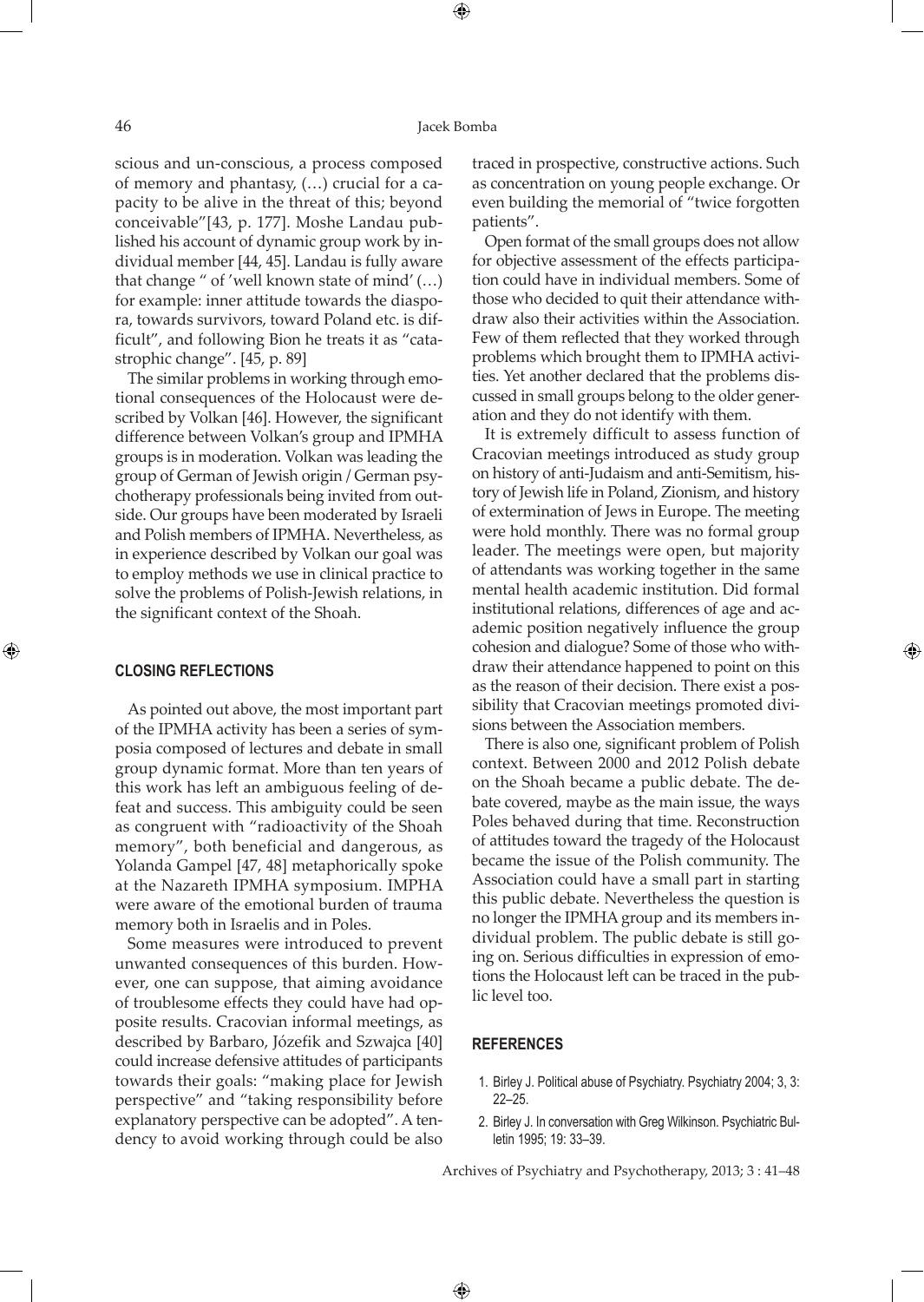scious and un-conscious, a process composed of memory and phantasy, (…) crucial for a capacity to be alive in the threat of this; beyond conceivable"[43, p. 177]. Moshe Landau published his account of dynamic group work by individual member [44, 45]. Landau is fully aware that change " of 'well known state of mind' (…) for example: inner attitude towards the diaspora, towards survivors, toward Poland etc. is difficult", and following Bion he treats it as "catastrophic change". [45, p. 89]

The similar problems in working through emotional consequences of the Holocaust were described by Volkan [46]. However, the significant difference between Volkan's group and IPMHA groups is in moderation. Volkan was leading the group of German of Jewish origin / German psychotherapy professionals being invited from outside. Our groups have been moderated by Israeli and Polish members of IPMHA. Nevertheless, as in experience described by Volkan our goal was to employ methods we use in clinical practice to solve the problems of Polish-Jewish relations, in the significant context of the Shoah.

## CLOSING REFLECTIONS

As pointed out above, the most important part of the IPMHA activity has been a series of symposia composed of lectures and debate in small group dynamic format. More than ten years of this work has left an ambiguous feeling of defeat and success. This ambiguity could be seen as congruent with "radioactivity of the Shoah memory", both beneficial and dangerous, as Yolanda Gampel [47, 48] metaphorically spoke at the Nazareth IPMHA symposium. IMPHA were aware of the emotional burden of trauma memory both in Israelis and in Poles.

Some measures were introduced to prevent unwanted consequences of this burden. However, one can suppose, that aiming avoidance of troublesome effects they could have had opposite results. Cracovian informal meetings, as described by Barbaro, Józefik and Szwajca [40] could increase defensive attitudes of participants towards their goals: "making place for Jewish perspective" and "taking responsibility before explanatory perspective can be adopted". A tendency to avoid working through could be also traced in prospective, constructive actions. Such as concentration on young people exchange. Or even building the memorial of "twice forgotten patients".

Open format of the small groups does not allow for objective assessment of the effects participation could have in individual members. Some of those who decided to quit their attendance withdraw also their activities within the Association. Few of them reflected that they worked through problems which brought them to IPMHA activities. Yet another declared that the problems discussed in small groups belong to the older generation and they do not identify with them.

It is extremely difficult to assess function of Cracovian meetings introduced as study group on history of anti-Judaism and anti-Semitism, history of Jewish life in Poland, Zionism, and history of extermination of Jews in Europe. The meeting were hold monthly. There was no formal group leader. The meetings were open, but majority of attendants was working together in the same mental health academic institution. Did formal institutional relations, differences of age and academic position negatively influence the group cohesion and dialogue? Some of those who withdraw their attendance happened to point on this as the reason of their decision. There exist a possibility that Cracovian meetings promoted divisions between the Association members.

There is also one, significant problem of Polish context. Between 2000 and 2012 Polish debate on the Shoah became a public debate. The debate covered, maybe as the main issue, the ways Poles behaved during that time. Reconstruction of attitudes toward the tragedy of the Holocaust became the issue of the Polish community. The Association could have a small part in starting this public debate. Nevertheless the question is no longer the IPMHA group and its members individual problem. The public debate is still going on. Serious difficulties in expression of emotions the Holocaust left can be traced in the public level too.

## REFERENCES

1. Birley J. Political abuse of Psychiatry. Psychiatry 2004; 3, 3: 22–25.
2. Birley J. In conversation with Greg Wilkinson. Psychiatric Bulletin 1995; 19: 33–39.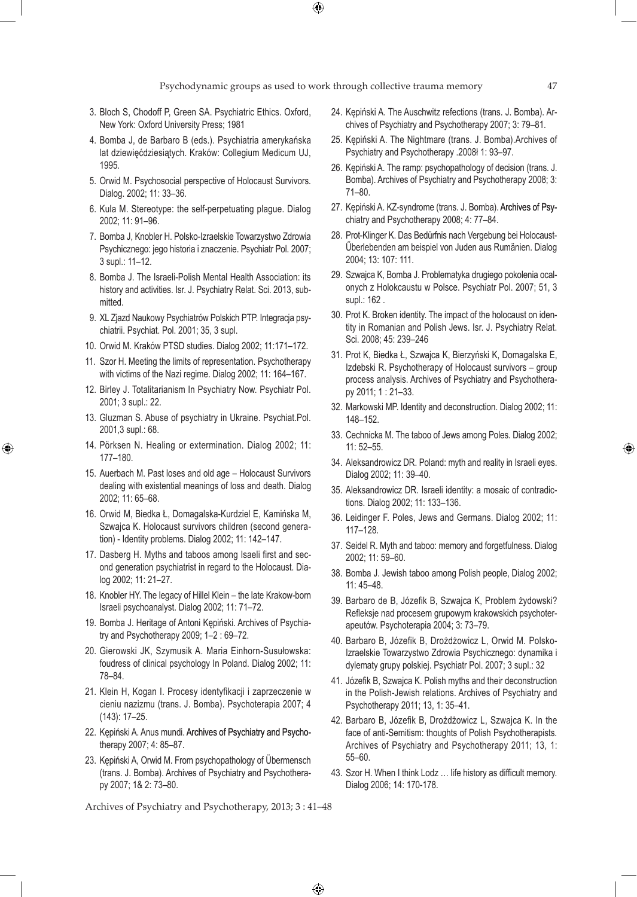3. Bloch S, Chodoff P, Green SA. Psychiatric Ethics. Oxford, New York: Oxford University Press; 1981
4. Bomba J, de Barbaro B (eds.). Psychiatria amerykańska lat dziewięćdziesiątych. Kraków: Collegium Medicum UJ, 1995.
5. Orwid M. Psychosocial perspective of Holocaust Survivors. Dialog. 2002; 11: 33–36.
6. Kula M. Stereotype: the self-perpetuating plague. Dialog 2002; 11: 91–96.
7. Bomba J, Knobler H. Polsko-Izraelskie Towarzystwo Zdrowia Psychicznego: jego historia i znaczenie. Psychiatr Pol. 2007; 3 supl.: 11–12.
8. Bomba J. The Israeli-Polish Mental Health Association: its history and activities. Isr. J. Psychiatry Relat. Sci. 2013, submitted.
9. XL Zjazd Naukowy Psychiatrów Polskich PTP. Integracja psychiatrii. Psychiat. Pol. 2001; 35, 3 supl.
10. Orwid M. Kraków PTSD studies. Dialog 2002; 11:171–172.
11. Szor H. Meeting the limits of representation. Psychotherapy with victims of the Nazi regime. Dialog 2002; 11: 164–167.
12. Birley J. Totalitarianism In Psychiatry Now. Psychiatr Pol. 2001; 3 supl.: 22.
13. Gluzman S. Abuse of psychiatry in Ukraine. Psychiat.Pol. 2001,3 supl.: 68.
14. Pörksen N. Healing or extermination. Dialog 2002; 11: 177–180.
15. Auerbach M. Past loses and old age – Holocaust Survivors dealing with existential meanings of loss and death. Dialog 2002; 11: 65–68.
16. Orwid M, Biedka Ł, Domagalska-Kurdziel E, Kamińska M, Szwajca K. Holocaust survivors children (second generation) - Identity problems. Dialog 2002; 11: 142–147.
17. Dasberg H. Myths and taboos among Isaeli first and second generation psychiatrist in regard to the Holocaust. Dialog 2002; 11: 21–27.
18. Knobler HY. The legacy of Hillel Klein – the late Krakow-born Israeli psychoanalyst. Dialog 2002; 11: 71–72.
19. Bomba J. Heritage of Antoni Kępiński. Archives of Psychiatry and Psychotherapy 2009; 1–2 : 69–72.
20. Gierowski JK, Szymusik A. Maria Einhorn-Susułowska: foudress of clinical psychology In Poland. Dialog 2002; 11: 78–84.
21. Klein H, Kogan I. Procesy identyfikacji i zaprzeczenie w cieniu nazizmu (trans. J. Bomba). Psychoterapia 2007; 4 (143): 17–25.
22. Kępiński A. Anus mundi. Archives of Psychiatry and Psychotherapy 2007; 4: 85–87.
23. Kępiński A, Orwid M. From psychopathology of Übermensch (trans. J. Bomba). Archives of Psychiatry and Psychotherapy 2007; 1& 2: 73–80.
24. Kępiński A. The Auschwitz refections (trans. J. Bomba). Archives of Psychiatry and Psychotherapy 2007; 3: 79–81.
25. Kępiński A. The Nightmare (trans. J. Bomba).Archives of Psychiatry and Psychotherapy .2008ł 1: 93–97.
26. Kępiński A. The ramp: psychopathology of decision (trans. J. Bomba). Archives of Psychiatry and Psychotherapy 2008; 3: 71–80.
27. Kępiński A. KZ-syndrome (trans. J. Bomba). Archives of Psychiatry and Psychotherapy 2008; 4: 77–84.
28. Prot-Klinger K. Das Bedürfnis nach Vergebung bei Holocaust-Überlebenden am beispiel von Juden aus Rumänien. Dialog 2004; 13: 107: 111.
29. Szwajca K, Bomba J. Problematyka drugiego pokolenia ocalonych z Holokcaustu w Polsce. Psychiatr Pol. 2007; 51, 3 supl.: 162 .
30. Prot K. Broken identity. The impact of the holocaust on identity in Romanian and Polish Jews. Isr. J. Psychiatry Relat. Sci. 2008; 45: 239–246
31. Prot K, Biedka Ł, Szwajca K, Bierzyński K, Domagalska E, Izdebski R. Psychotherapy of Holocaust survivors – group process analysis. Archives of Psychiatry and Psychotherapy 2011; 1 : 21–33.
32. Markowski MP. Identity and deconstruction. Dialog 2002; 11: 148–152.
33. Cechnicka M. The taboo of Jews among Poles. Dialog 2002; 11: 52–55.
34. Aleksandrowicz DR. Poland: myth and reality in Israeli eyes. Dialog 2002; 11: 39–40.
35. Aleksandrowicz DR. Israeli identity: a mosaic of contradictions. Dialog 2002; 11: 133–136.
36. Leidinger F. Poles, Jews and Germans. Dialog 2002; 11: 117–128.
37. Seidel R. Myth and taboo: memory and forgetfulness. Dialog 2002; 11: 59–60.
38. Bomba J. Jewish taboo among Polish people, Dialog 2002; 11: 45–48.
39. Barbaro de B, Józefik B, Szwajca K, Problem żydowski? Refleksje nad procesem grupowym krakowskich psychoterapeutów. Psychoterapia 2004; 3: 73–79.
40. Barbaro B, Józefik B, Drożdżowicz L, Orwid M. Polsko-Izraelskie Towarzystwo Zdrowia Psychicznego: dynamika i dylematy grupy polskiej. Psychiatr Pol. 2007; 3 supl.: 32
41. Józefik B, Szwajca K. Polish myths and their deconstruction in the Polish-Jewish relations. Archives of Psychiatry and Psychotherapy 2011; 13, 1: 35–41.
42. Barbaro B, Józefik B, Drożdżowicz L, Szwajca K. In the face of anti-Semitism: thoughts of Polish Psychotherapists. Archives of Psychiatry and Psychotherapy 2011; 13, 1: 55–60.
43. Szor H. When I think Lodz … life history as difficult memory. Dialog 2006; 14: 170-178.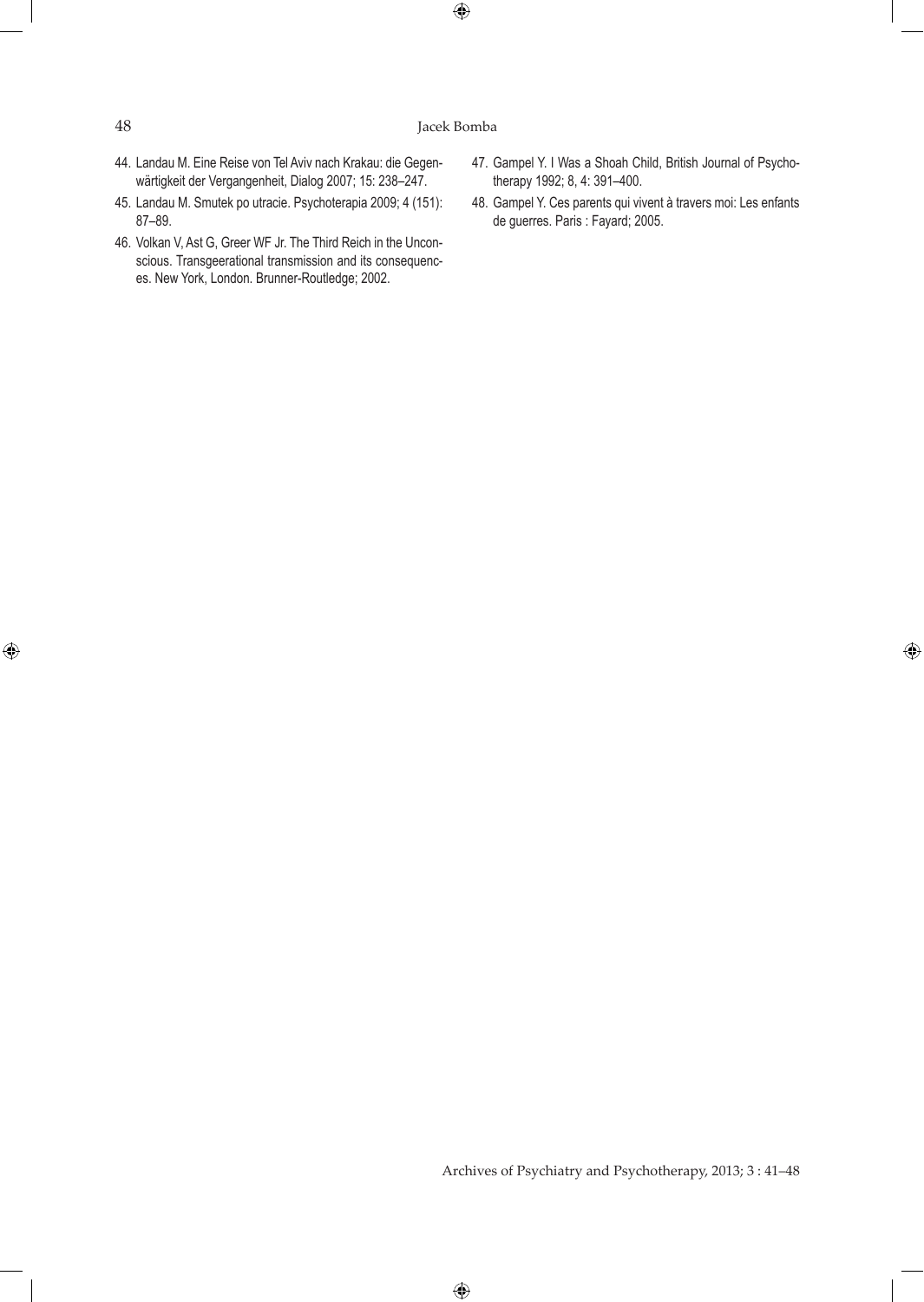44. Landau M. Eine Reise von Tel Aviv nach Krakau: die Gegenwärtigkeit der Vergangenheit, Dialog 2007; 15: 238–247.
45. Landau M. Smutek po utracie. Psychoterapia 2009; 4 (151): 87–89.
46. Volkan V, Ast G, Greer WF Jr. The Third Reich in the Unconscious. Transgeerational transmission and its consequences. New York, London. Brunner-Routledge; 2002.
47. Gampel Y. I Was a Shoah Child, British Journal of Psychotherapy 1992; 8, 4: 391–400.
48. Gampel Y. Ces parents qui vivent à travers moi: Les enfants de guerres. Paris : Fayard; 2005.